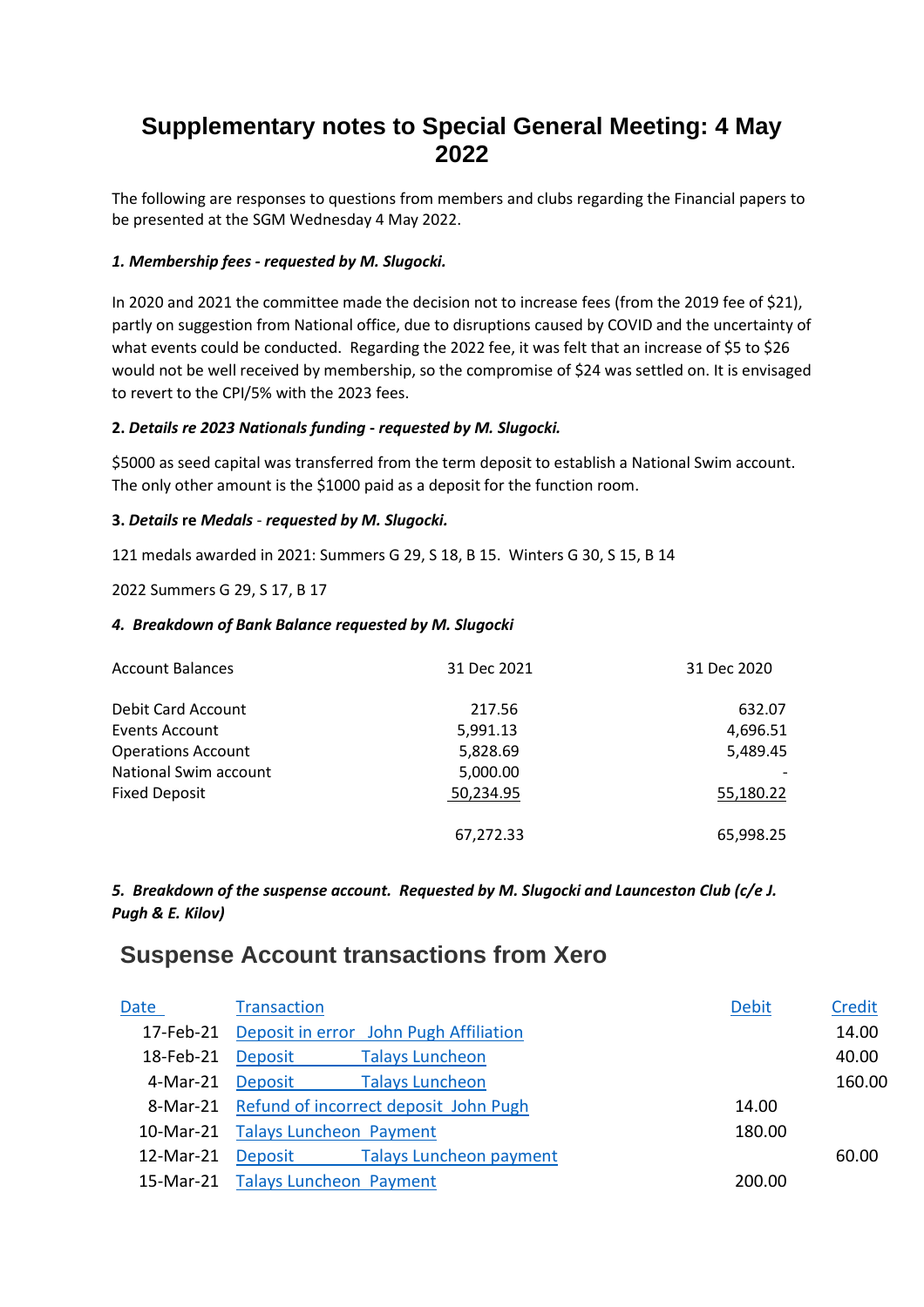# Supplementary notes to Special General Meeting: 4 May 2022

The following are responses to questions from members and clubs regarding the Financial papers to be presented at the SGM Wednesday 4 May 2022.

***1. Membership fees - requested by M. Slugocki.***

In 2020 and 2021 the committee made the decision not to increase fees (from the 2019 fee of $21), partly on suggestion from National office, due to disruptions caused by COVID and the uncertainty of what events could be conducted. Regarding the 2022 fee, it was felt that an increase of $5 to $26 would not be well received by membership, so the compromise of $24 was settled on. It is envisaged to revert to the CPI/5% with the 2023 fees.

**2. *Details re 2023 Nationals funding - requested by M. Slugocki.***

$5000 as seed capital was transferred from the term deposit to establish a National Swim account. The only other amount is the $1000 paid as a deposit for the function room.

**3. *Details* re *Medals* - *requested by M. Slugocki.***

121 medals awarded in 2021: Summers G 29, S 18, B 15. Winters G 30, S 15, B 14

2022 Summers G 29, S 17, B 17

***4. Breakdown of Bank Balance requested by M. Slugocki***

| Account Balances | 31 Dec 2021 | 31 Dec 2020 |
|---|---|---|
| Debit Card Account | 217.56 | 632.07 |
| Events Account | 5,991.13 | 4,696.51 |
| Operations Account | 5,828.69 | 5,489.45 |
| National Swim account | 5,000.00 | - |
| Fixed Deposit | 50,234.95 | 55,180.22 |
| | 67,272.33 | 65,998.25 |

***5. Breakdown of the suspense account. Requested by M. Slugocki and Launceston Club (c/e J. Pugh & E. Kilov)***

## Suspense Account transactions from Xero

| Date | Transaction | Debit | Credit |
|---|---|---|---|
| 17-Feb-21 | Deposit in error John Pugh Affiliation | | 14.00 |
| 18-Feb-21 | Deposit Talays Luncheon | | 40.00 |
| 4-Mar-21 | Deposit Talays Luncheon | | 160.00 |
| 8-Mar-21 | Refund of incorrect deposit John Pugh | 14.00 | |
| 10-Mar-21 | Talays Luncheon Payment | 180.00 | |
| 12-Mar-21 | Deposit Talays Luncheon payment | | 60.00 |
| 15-Mar-21 | Talays Luncheon Payment | 200.00 | |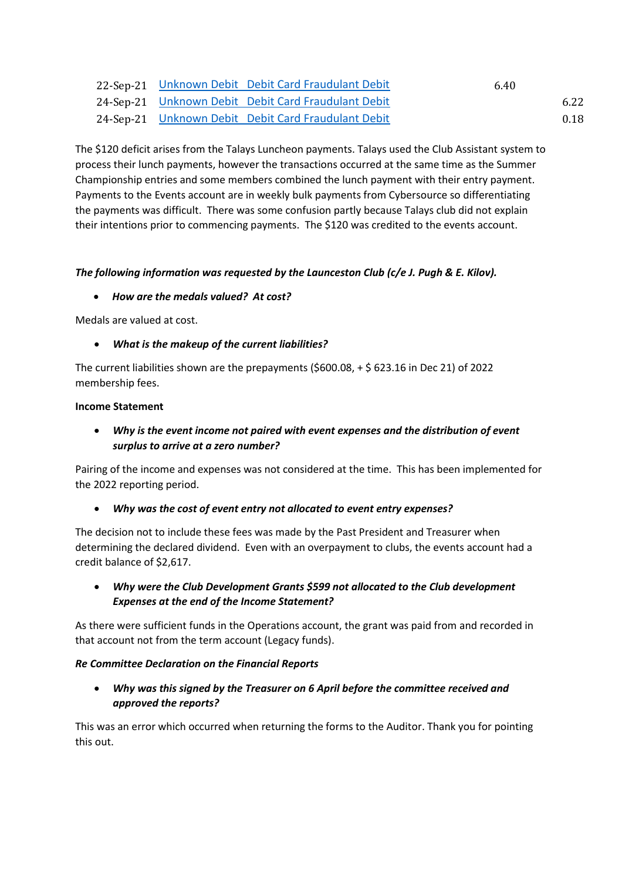| | | | |
|---|---|---|---|
| 22-Sep-21 | Unknown Debit Debit Card Fraudulant Debit | 6.40 | |
| 24-Sep-21 | Unknown Debit Debit Card Fraudulant Debit | | 6.22 |
| 24-Sep-21 | Unknown Debit Debit Card Fraudulant Debit | | 0.18 |

The $120 deficit arises from the Talays Luncheon payments. Talays used the Club Assistant system to process their lunch payments, however the transactions occurred at the same time as the Summer Championship entries and some members combined the lunch payment with their entry payment. Payments to the Events account are in weekly bulk payments from Cybersource so differentiating the payments was difficult. There was some confusion partly because Talays club did not explain their intentions prior to commencing payments. The $120 was credited to the events account.

***The following information was requested by the Launceston Club (c/e J. Pugh & E. Kilov).***

- ***How are the medals valued? At cost?***

Medals are valued at cost.

- ***What is the makeup of the current liabilities?***

The current liabilities shown are the prepayments ($600.08, + $ 623.16 in Dec 21) of 2022 membership fees.

**Income Statement**

- ***Why is the event income not paired with event expenses and the distribution of event surplus to arrive at a zero number?***

Pairing of the income and expenses was not considered at the time. This has been implemented for the 2022 reporting period.

- ***Why was the cost of event entry not allocated to event entry expenses?***

The decision not to include these fees was made by the Past President and Treasurer when determining the declared dividend. Even with an overpayment to clubs, the events account had a credit balance of $2,617.

- ***Why were the Club Development Grants $599 not allocated to the Club development Expenses at the end of the Income Statement?***

As there were sufficient funds in the Operations account, the grant was paid from and recorded in that account not from the term account (Legacy funds).

***Re Committee Declaration on the Financial Reports***

- ***Why was this signed by the Treasurer on 6 April before the committee received and approved the reports?***

This was an error which occurred when returning the forms to the Auditor. Thank you for pointing this out.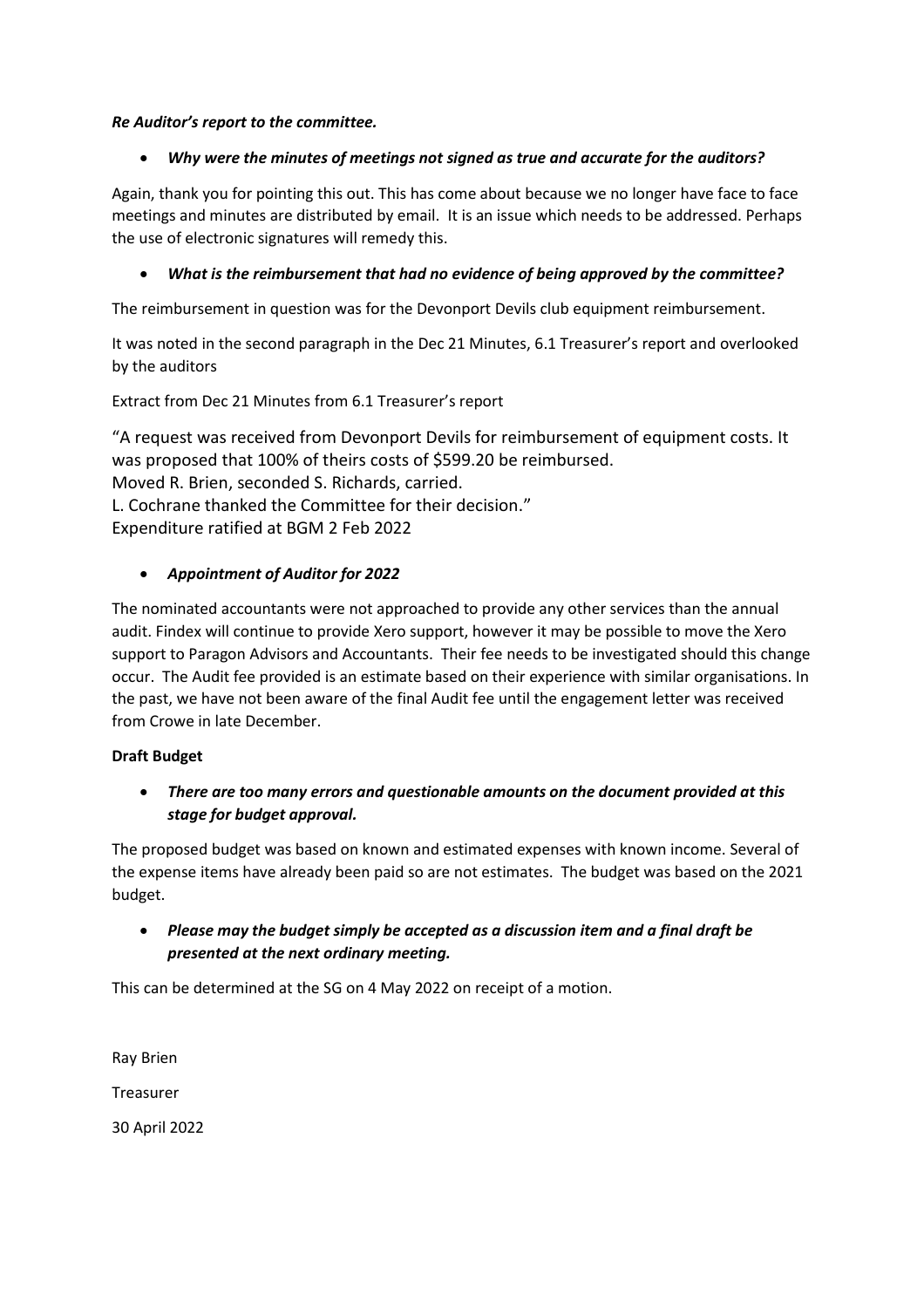***Re Auditor's report to the committee.***

- ***Why were the minutes of meetings not signed as true and accurate for the auditors?***

Again, thank you for pointing this out. This has come about because we no longer have face to face meetings and minutes are distributed by email. It is an issue which needs to be addressed. Perhaps the use of electronic signatures will remedy this.

- ***What is the reimbursement that had no evidence of being approved by the committee?***

The reimbursement in question was for the Devonport Devils club equipment reimbursement.

It was noted in the second paragraph in the Dec 21 Minutes, 6.1 Treasurer's report and overlooked by the auditors

Extract from Dec 21 Minutes from 6.1 Treasurer's report

"A request was received from Devonport Devils for reimbursement of equipment costs. It was proposed that 100% of theirs costs of $599.20 be reimbursed.
Moved R. Brien, seconded S. Richards, carried.
L. Cochrane thanked the Committee for their decision."
Expenditure ratified at BGM 2 Feb 2022

- ***Appointment of Auditor for 2022***

The nominated accountants were not approached to provide any other services than the annual audit. Findex will continue to provide Xero support, however it may be possible to move the Xero support to Paragon Advisors and Accountants. Their fee needs to be investigated should this change occur. The Audit fee provided is an estimate based on their experience with similar organisations. In the past, we have not been aware of the final Audit fee until the engagement letter was received from Crowe in late December.

**Draft Budget**

- ***There are too many errors and questionable amounts on the document provided at this stage for budget approval.***

The proposed budget was based on known and estimated expenses with known income. Several of the expense items have already been paid so are not estimates. The budget was based on the 2021 budget.

- ***Please may the budget simply be accepted as a discussion item and a final draft be presented at the next ordinary meeting.***

This can be determined at the SG on 4 May 2022 on receipt of a motion.

Ray Brien

Treasurer

30 April 2022